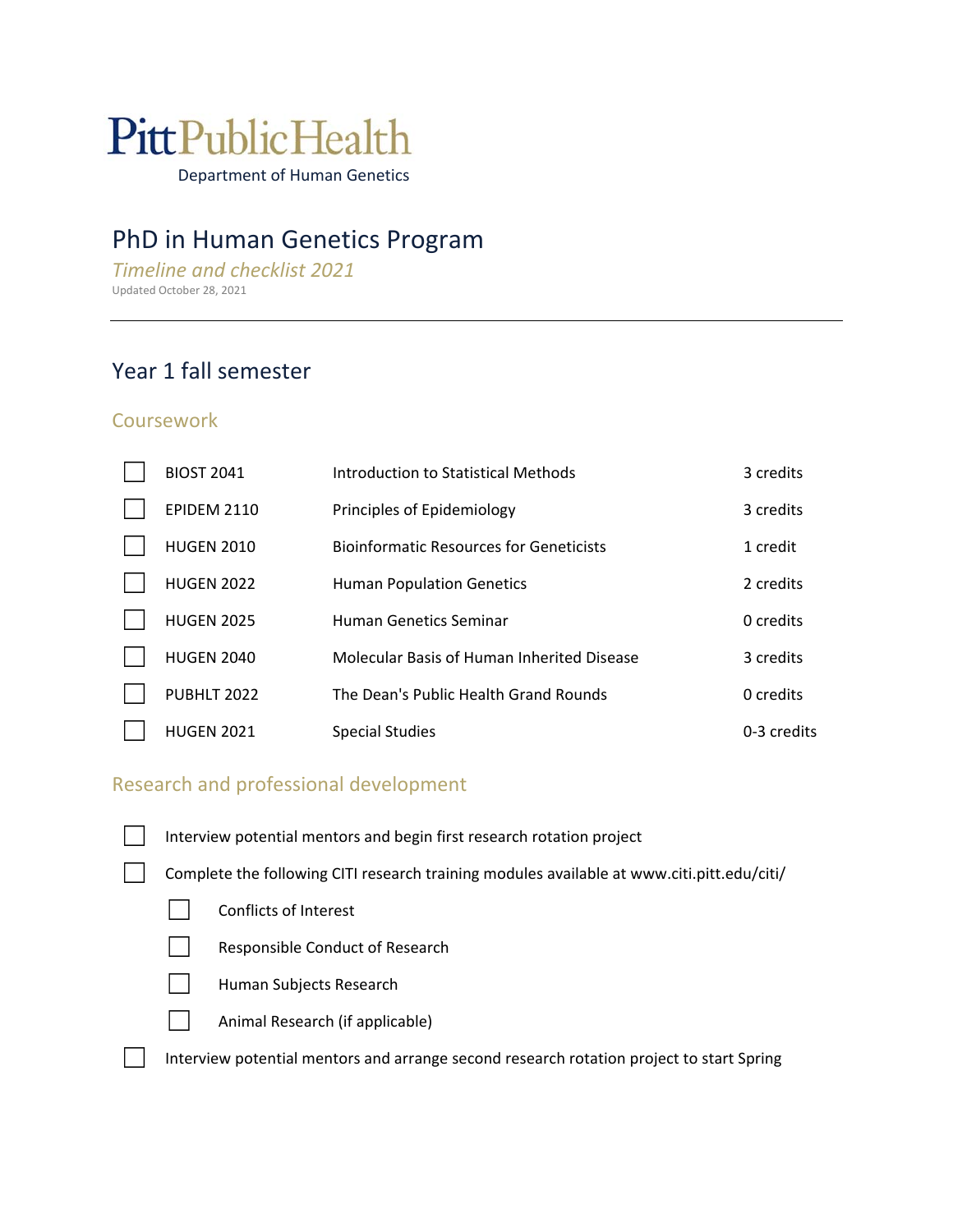PittPublicHealth

Department of Human Genetics

# PhD in Human Genetics Program

*Timeline and checklist 2021*

Updated October 28, 2021

---

## Year 1 fall semester

### Coursework

| | | | |
|---|---|---|---|
| ☐ | BIOST 2041 | Introduction to Statistical Methods | 3 credits |
| ☐ | EPIDEM 2110 | Principles of Epidemiology | 3 credits |
| ☐ | HUGEN 2010 | Bioinformatic Resources for Geneticists | 1 credit |
| ☐ | HUGEN 2022 | Human Population Genetics | 2 credits |
| ☐ | HUGEN 2025 | Human Genetics Seminar | 0 credits |
| ☐ | HUGEN 2040 | Molecular Basis of Human Inherited Disease | 3 credits |
| ☐ | PUBHLT 2022 | The Dean's Public Health Grand Rounds | 0 credits |
| ☐ | HUGEN 2021 | Special Studies | 0-3 credits |

### Research and professional development

- ☐ Interview potential mentors and begin first research rotation project
- ☐ Complete the following CITI research training modules available at www.citi.pitt.edu/citi/
  - ☐ Conflicts of Interest
  - ☐ Responsible Conduct of Research
  - ☐ Human Subjects Research
  - ☐ Animal Research (if applicable)
- ☐ Interview potential mentors and arrange second research rotation project to start Spring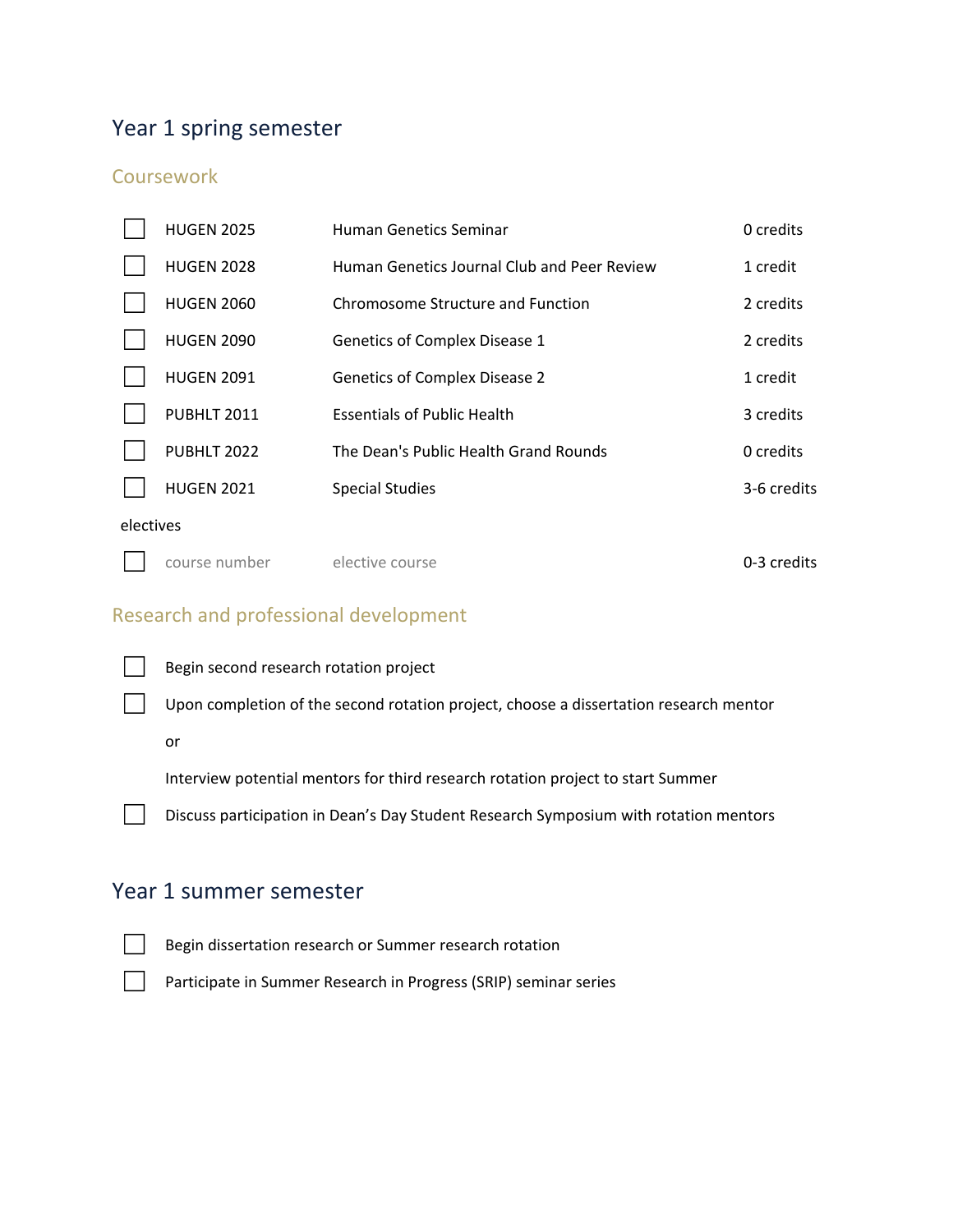## Year 1 spring semester

### Coursework

- [ ] HUGEN 2025 — Human Genetics Seminar — 0 credits
- [ ] HUGEN 2028 — Human Genetics Journal Club and Peer Review — 1 credit
- [ ] HUGEN 2060 — Chromosome Structure and Function — 2 credits
- [ ] HUGEN 2090 — Genetics of Complex Disease 1 — 2 credits
- [ ] HUGEN 2091 — Genetics of Complex Disease 2 — 1 credit
- [ ] PUBHLT 2011 — Essentials of Public Health — 3 credits
- [ ] PUBHLT 2022 — The Dean's Public Health Grand Rounds — 0 credits
- [ ] HUGEN 2021 — Special Studies — 3-6 credits

electives

- [ ] course number — elective course — 0-3 credits

### Research and professional development

- [ ] Begin second research rotation project
- [ ] Upon completion of the second rotation project, choose a dissertation research mentor

  or

  Interview potential mentors for third research rotation project to start Summer
- [ ] Discuss participation in Dean's Day Student Research Symposium with rotation mentors

## Year 1 summer semester

- [ ] Begin dissertation research or Summer research rotation
- [ ] Participate in Summer Research in Progress (SRIP) seminar series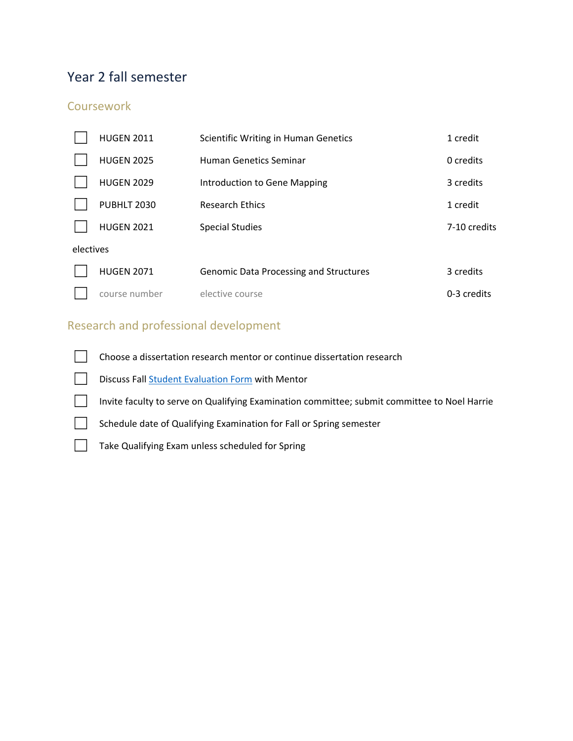## Year 2 fall semester

### Coursework

| | | | |
|---|---|---|---|
| ☐ | HUGEN 2011 | Scientific Writing in Human Genetics | 1 credit |
| ☐ | HUGEN 2025 | Human Genetics Seminar | 0 credits |
| ☐ | HUGEN 2029 | Introduction to Gene Mapping | 3 credits |
| ☐ | PUBHLT 2030 | Research Ethics | 1 credit |
| ☐ | HUGEN 2021 | Special Studies | 7-10 credits |

electives

| | | | |
|---|---|---|---|
| ☐ | HUGEN 2071 | Genomic Data Processing and Structures | 3 credits |
| ☐ | course number | elective course | 0-3 credits |

### Research and professional development

- ☐ Choose a dissertation research mentor or continue dissertation research
- ☐ Discuss Fall [Student Evaluation Form]() with Mentor
- ☐ Invite faculty to serve on Qualifying Examination committee; submit committee to Noel Harrie
- ☐ Schedule date of Qualifying Examination for Fall or Spring semester
- ☐ Take Qualifying Exam unless scheduled for Spring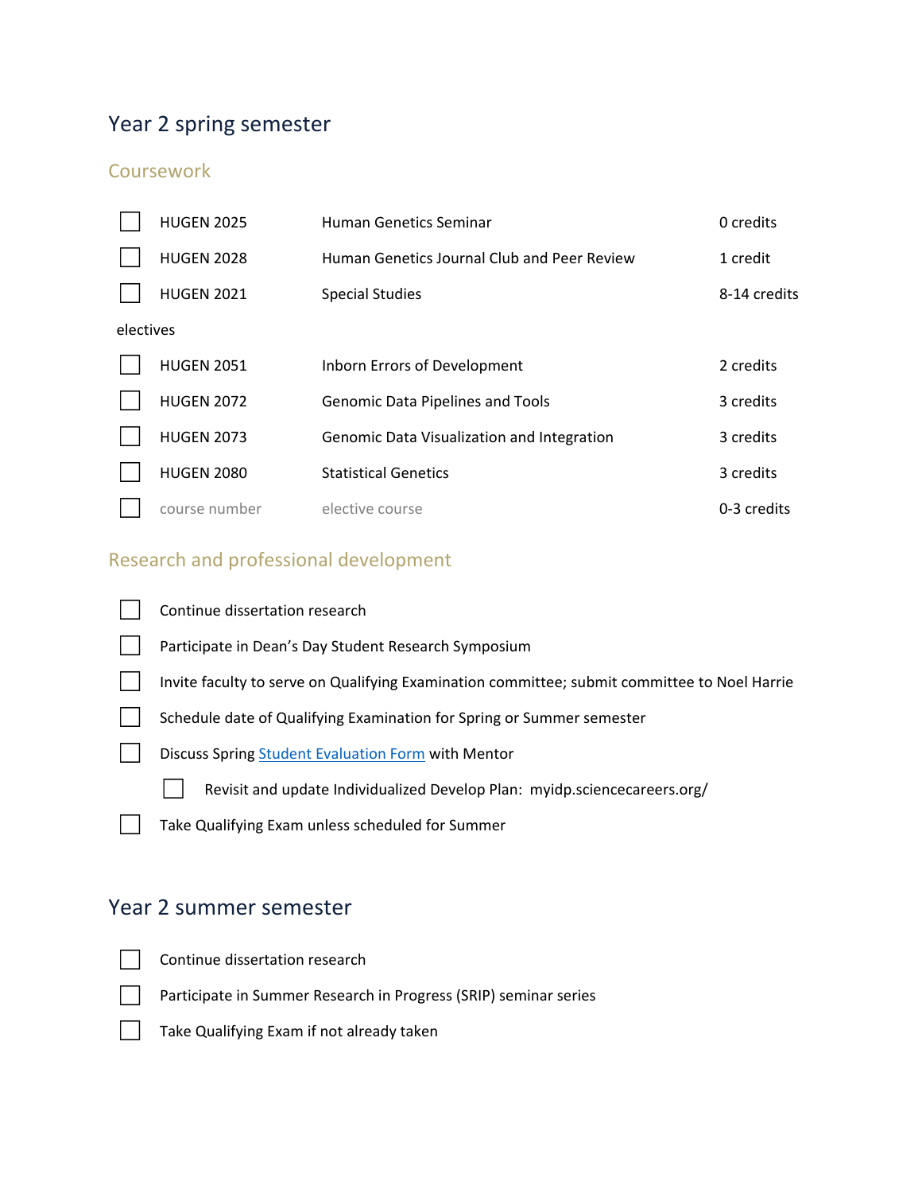## Year 2 spring semester

### Coursework

- [ ] HUGEN 2025 — Human Genetics Seminar — 0 credits
- [ ] HUGEN 2028 — Human Genetics Journal Club and Peer Review — 1 credit
- [ ] HUGEN 2021 — Special Studies — 8-14 credits

electives

- [ ] HUGEN 2051 — Inborn Errors of Development — 2 credits
- [ ] HUGEN 2072 — Genomic Data Pipelines and Tools — 3 credits
- [ ] HUGEN 2073 — Genomic Data Visualization and Integration — 3 credits
- [ ] HUGEN 2080 — Statistical Genetics — 3 credits
- [ ] course number — elective course — 0-3 credits

### Research and professional development

- [ ] Continue dissertation research
- [ ] Participate in Dean's Day Student Research Symposium
- [ ] Invite faculty to serve on Qualifying Examination committee; submit committee to Noel Harrie
- [ ] Schedule date of Qualifying Examination for Spring or Summer semester
- [ ] Discuss Spring Student Evaluation Form with Mentor
  - [ ] Revisit and update Individualized Develop Plan: myidp.sciencecareers.org/
- [ ] Take Qualifying Exam unless scheduled for Summer

## Year 2 summer semester

- [ ] Continue dissertation research
- [ ] Participate in Summer Research in Progress (SRIP) seminar series
- [ ] Take Qualifying Exam if not already taken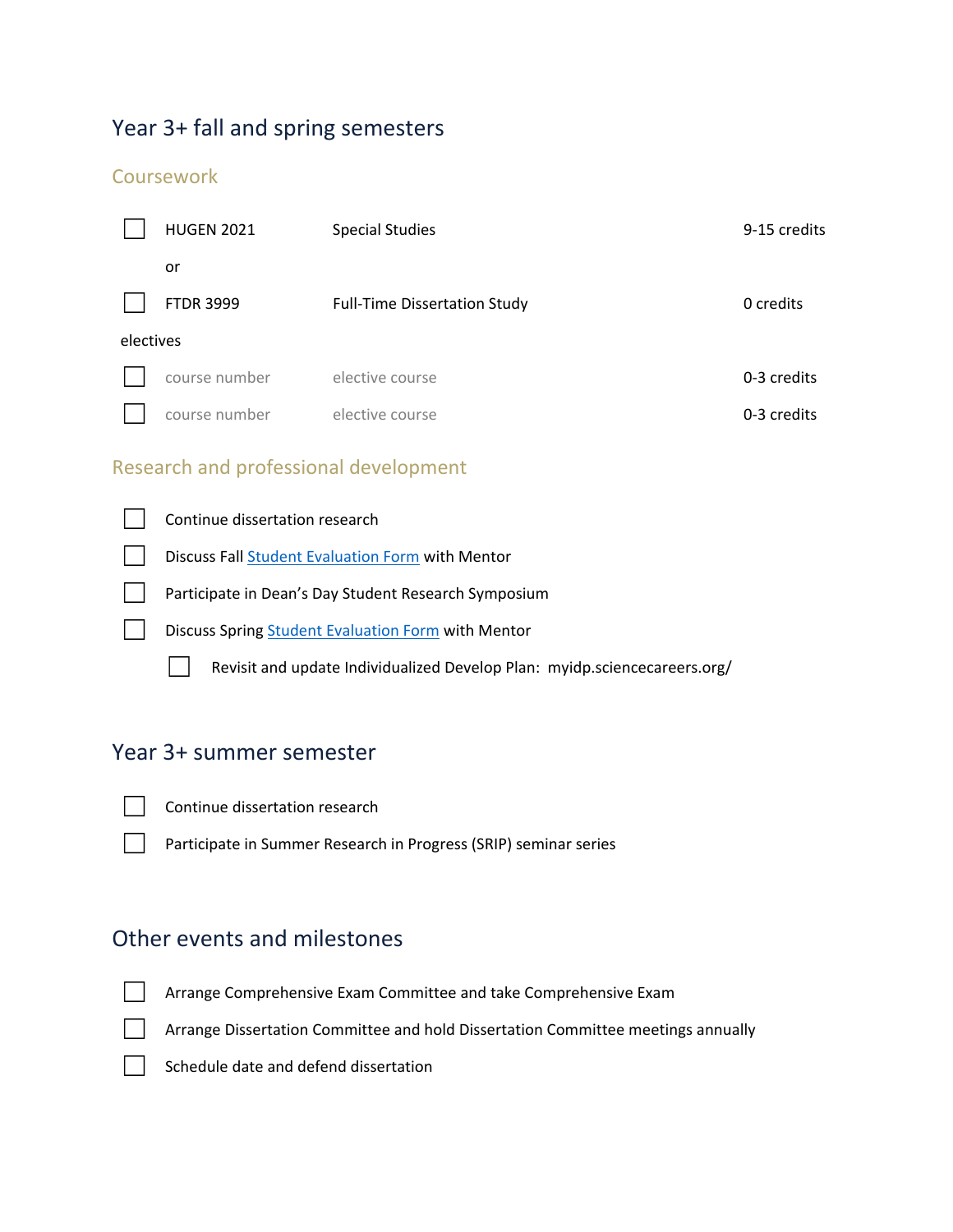## Year 3+ fall and spring semesters

### Coursework

- [ ] HUGEN 2021 Special Studies 9-15 credits

  or

- [ ] FTDR 3999 Full-Time Dissertation Study 0 credits

electives

- [ ] course number elective course 0-3 credits
- [ ] course number elective course 0-3 credits

### Research and professional development

- [ ] Continue dissertation research
- [ ] Discuss Fall Student Evaluation Form with Mentor
- [ ] Participate in Dean's Day Student Research Symposium
- [ ] Discuss Spring Student Evaluation Form with Mentor
  - [ ] Revisit and update Individualized Develop Plan: myidp.sciencecareers.org/

## Year 3+ summer semester

- [ ] Continue dissertation research
- [ ] Participate in Summer Research in Progress (SRIP) seminar series

## Other events and milestones

- [ ] Arrange Comprehensive Exam Committee and take Comprehensive Exam
- [ ] Arrange Dissertation Committee and hold Dissertation Committee meetings annually
- [ ] Schedule date and defend dissertation